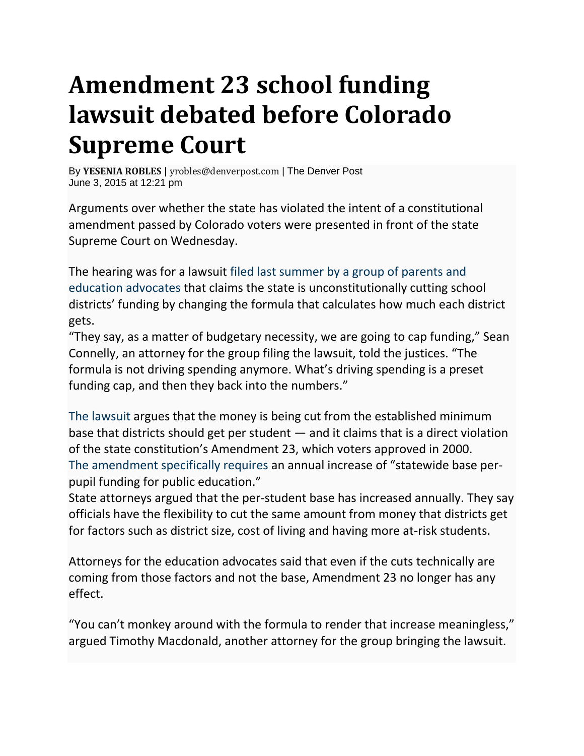# Amendment 23 school funding lawsuit debated before Colorado Supreme Court

By **YESENIA ROBLES** | yrobles@denverpost.com | The Denver Post
June 3, 2015 at 12:21 pm

Arguments over whether the state has violated the intent of a constitutional amendment passed by Colorado voters were presented in front of the state Supreme Court on Wednesday.

The hearing was for a lawsuit filed last summer by a group of parents and education advocates that claims the state is unconstitutionally cutting school districts' funding by changing the formula that calculates how much each district gets.

"They say, as a matter of budgetary necessity, we are going to cap funding," Sean Connelly, an attorney for the group filing the lawsuit, told the justices. "The formula is not driving spending anymore. What's driving spending is a preset funding cap, and then they back into the numbers."

The lawsuit argues that the money is being cut from the established minimum base that districts should get per student — and it claims that is a direct violation of the state constitution's Amendment 23, which voters approved in 2000. The amendment specifically requires an annual increase of "statewide base per-pupil funding for public education."

State attorneys argued that the per-student base has increased annually. They say officials have the flexibility to cut the same amount from money that districts get for factors such as district size, cost of living and having more at-risk students.

Attorneys for the education advocates said that even if the cuts technically are coming from those factors and not the base, Amendment 23 no longer has any effect.

"You can't monkey around with the formula to render that increase meaningless," argued Timothy Macdonald, another attorney for the group bringing the lawsuit.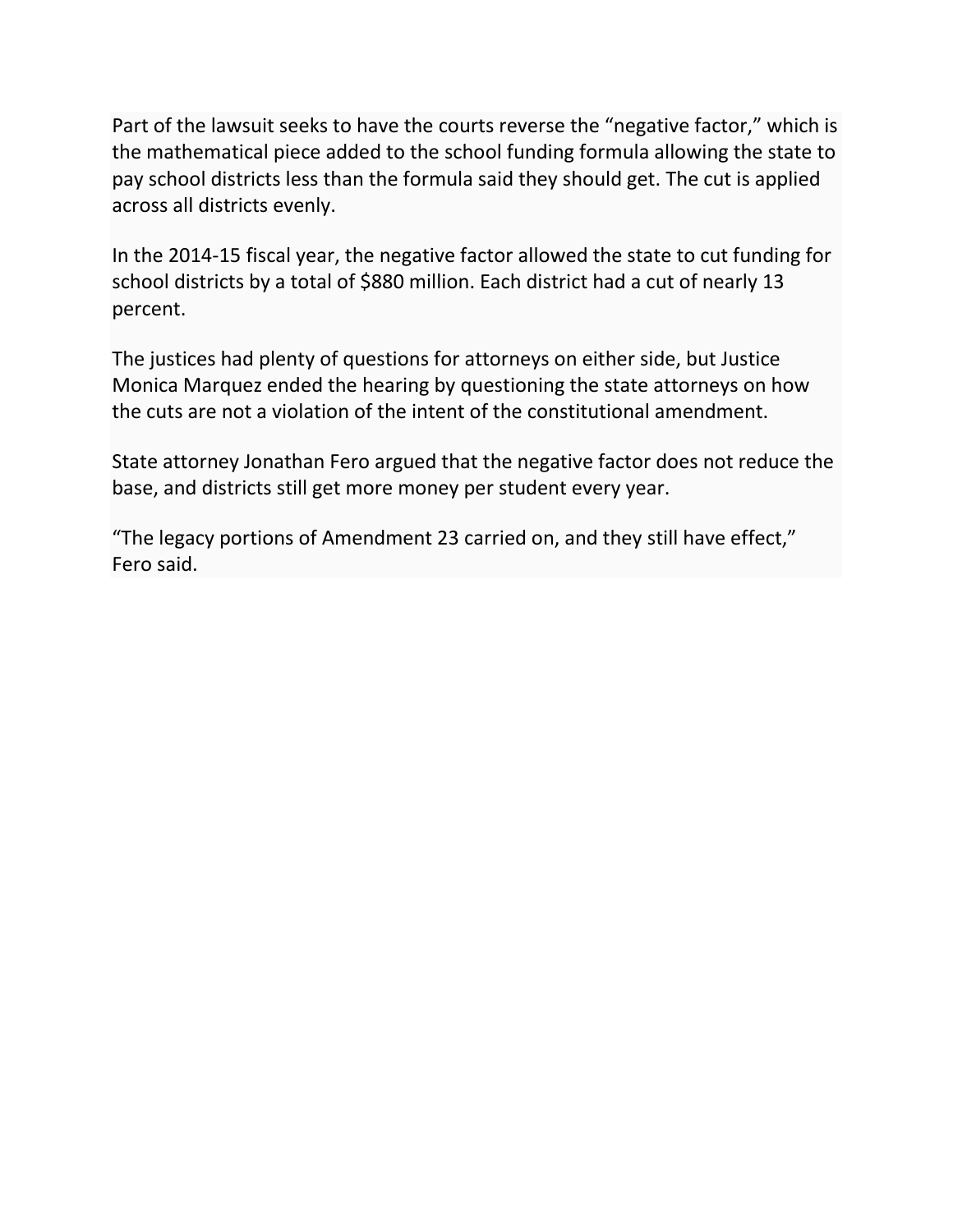Part of the lawsuit seeks to have the courts reverse the "negative factor," which is the mathematical piece added to the school funding formula allowing the state to pay school districts less than the formula said they should get. The cut is applied across all districts evenly.

In the 2014-15 fiscal year, the negative factor allowed the state to cut funding for school districts by a total of $880 million. Each district had a cut of nearly 13 percent.

The justices had plenty of questions for attorneys on either side, but Justice Monica Marquez ended the hearing by questioning the state attorneys on how the cuts are not a violation of the intent of the constitutional amendment.

State attorney Jonathan Fero argued that the negative factor does not reduce the base, and districts still get more money per student every year.

"The legacy portions of Amendment 23 carried on, and they still have effect," Fero said.